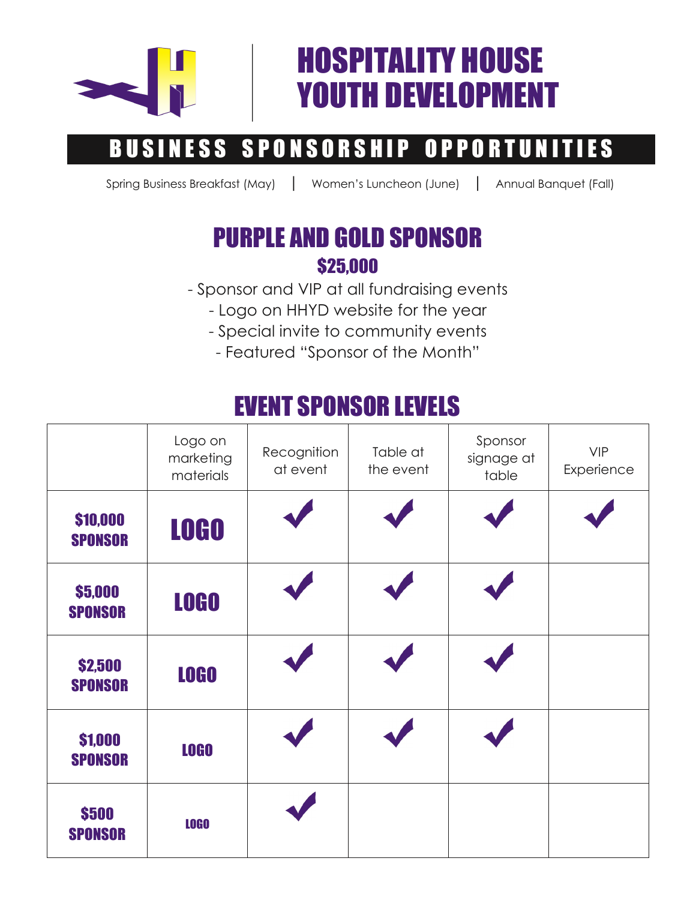# HOSPITALITY HOUSE YOUTH DEVELOPMENT

## BUSINESS SPONSORSHIP OPPORTUNITIES

Spring Business Breakfast (May) | Women's Luncheon (June) | Annual Banquet (Fall)

## PURPLE AND GOLD SPONSOR

### $25,000

- Sponsor and VIP at all fundraising events
- Logo on HHYD website for the year
- Special invite to community events
- Featured "Sponsor of the Month"

## EVENT SPONSOR LEVELS

| | Logo on marketing materials | Recognition at event | Table at the event | Sponsor signage at table | VIP Experience |
|---|---|---|---|---|---|
| **$10,000 SPONSOR** | LOGO | ✓ | ✓ | ✓ | ✓ |
| **$5,000 SPONSOR** | LOGO | ✓ | ✓ | ✓ | |
| **$2,500 SPONSOR** | LOGO | ✓ | ✓ | ✓ | |
| **$1,000 SPONSOR** | LOGO | ✓ | ✓ | ✓ | |
| **$500 SPONSOR** | LOGO | ✓ | | | |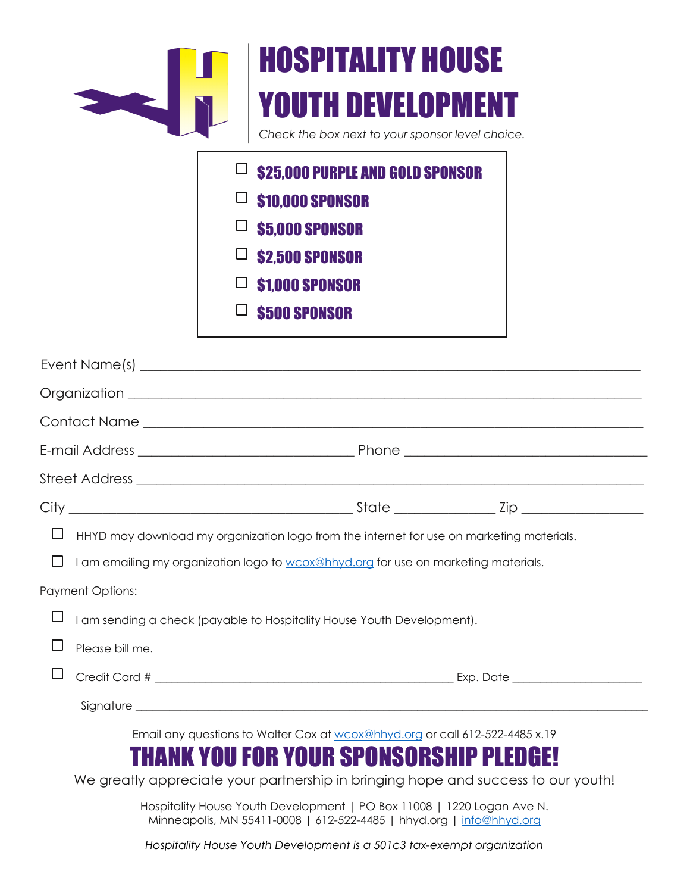# HOSPITALITY HOUSE YOUTH DEVELOPMENT

*Check the box next to your sponsor level choice.*

- ☐ **$25,000 PURPLE AND GOLD SPONSOR**
- ☐ **$10,000 SPONSOR**
- ☐ **$5,000 SPONSOR**
- ☐ **$2,500 SPONSOR**
- ☐ **$1,000 SPONSOR**
- ☐ **$500 SPONSOR**

Event Name(s) ______________________________________________________________________

Organization ______________________________________________________________________

Contact Name ______________________________________________________________________

E-mail Address ______________________________ Phone ______________________________

Street Address ______________________________________________________________________

City ______________________________________ State ______________ Zip ________________

☐ HHYD may download my organization logo from the internet for use on marketing materials.

☐ I am emailing my organization logo to wcox@hhyd.org for use on marketing materials.

Payment Options:

☐ I am sending a check (payable to Hospitality House Youth Development).

☐ Please bill me.

☐ Credit Card # ____________________________________________ Exp. Date ____________________

Signature ______________________________________________________________________________

Email any questions to Walter Cox at wcox@hhyd.org or call 612-522-4485 x.19

## THANK YOU FOR YOUR SPONSORSHIP PLEDGE!

We greatly appreciate your partnership in bringing hope and success to our youth!

Hospitality House Youth Development | PO Box 11008 | 1220 Logan Ave N.
Minneapolis, MN 55411-0008 | 612-522-4485 | hhyd.org | info@hhyd.org

*Hospitality House Youth Development is a 501c3 tax-exempt organization*